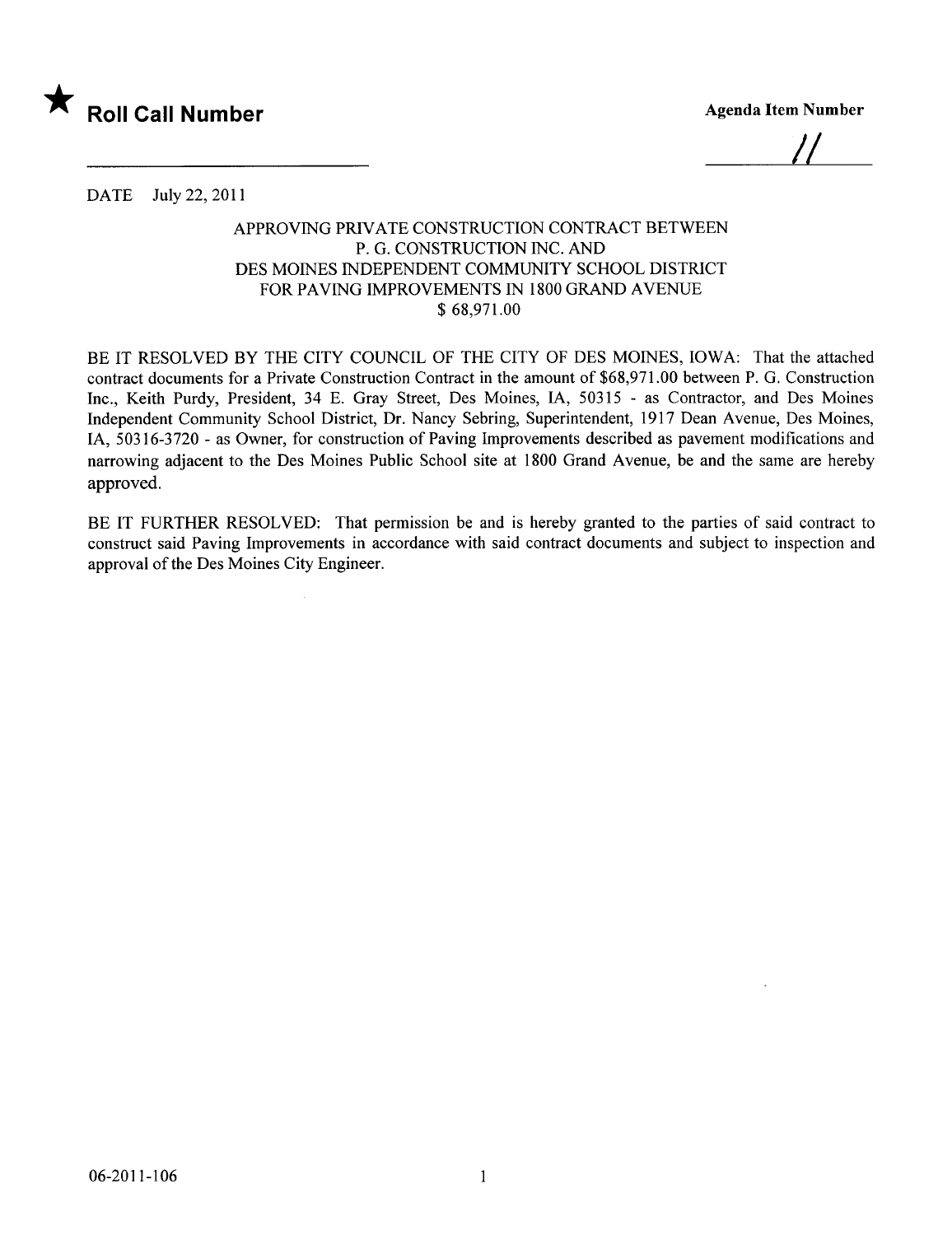★ **Roll Call Number**

**Agenda Item Number**

11

DATE July 22, 2011

APPROVING PRIVATE CONSTRUCTION CONTRACT BETWEEN
P. G. CONSTRUCTION INC. AND
DES MOINES INDEPENDENT COMMUNITY SCHOOL DISTRICT
FOR PAVING IMPROVEMENTS IN 1800 GRAND AVENUE
$ 68,971.00

BE IT RESOLVED BY THE CITY COUNCIL OF THE CITY OF DES MOINES, IOWA: That the attached contract documents for a Private Construction Contract in the amount of $68,971.00 between P. G. Construction Inc., Keith Purdy, President, 34 E. Gray Street, Des Moines, IA, 50315 - as Contractor, and Des Moines Independent Community School District, Dr. Nancy Sebring, Superintendent, 1917 Dean Avenue, Des Moines, IA, 50316-3720 - as Owner, for construction of Paving Improvements described as pavement modifications and narrowing adjacent to the Des Moines Public School site at 1800 Grand Avenue, be and the same are hereby approved.

BE IT FURTHER RESOLVED: That permission be and is hereby granted to the parties of said contract to construct said Paving Improvements in accordance with said contract documents and subject to inspection and approval of the Des Moines City Engineer.

06-2011-106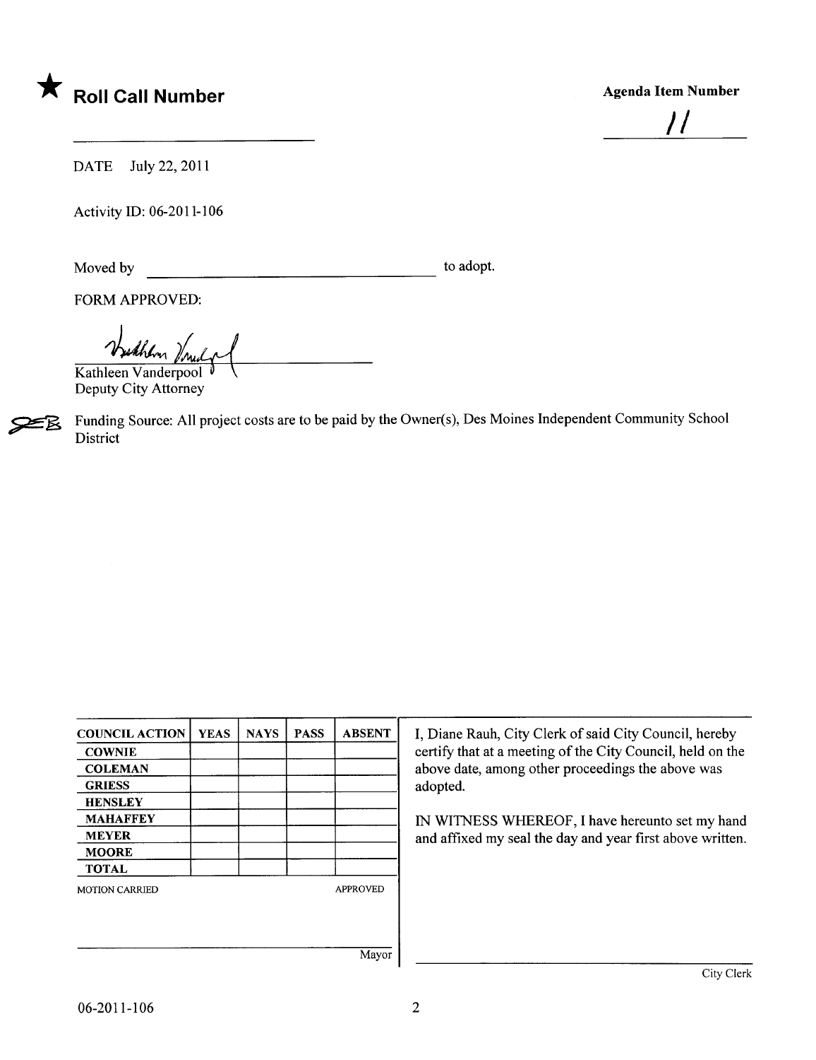★ **Roll Call Number**

**Agenda Item Number**

11

DATE July 22, 2011

Activity ID: 06-2011-106

Moved by ______________________________ to adopt.

FORM APPROVED:

Kathleen Vanderpool
Deputy City Attorney

Funding Source: All project costs are to be paid by the Owner(s), Des Moines Independent Community School District

| COUNCIL ACTION | YEAS | NAYS | PASS | ABSENT |
|---|---|---|---|---|
| COWNIE | | | | |
| COLEMAN | | | | |
| GRIESS | | | | |
| HENSLEY | | | | |
| MAHAFFEY | | | | |
| MEYER | | | | |
| MOORE | | | | |
| TOTAL | | | | |

MOTION CARRIED APPROVED

______________________________
Mayor

I, Diane Rauh, City Clerk of said City Council, hereby certify that at a meeting of the City Council, held on the above date, among other proceedings the above was adopted.

IN WITNESS WHEREOF, I have hereunto set my hand and affixed my seal the day and year first above written.

______________________________
City Clerk

06-2011-106